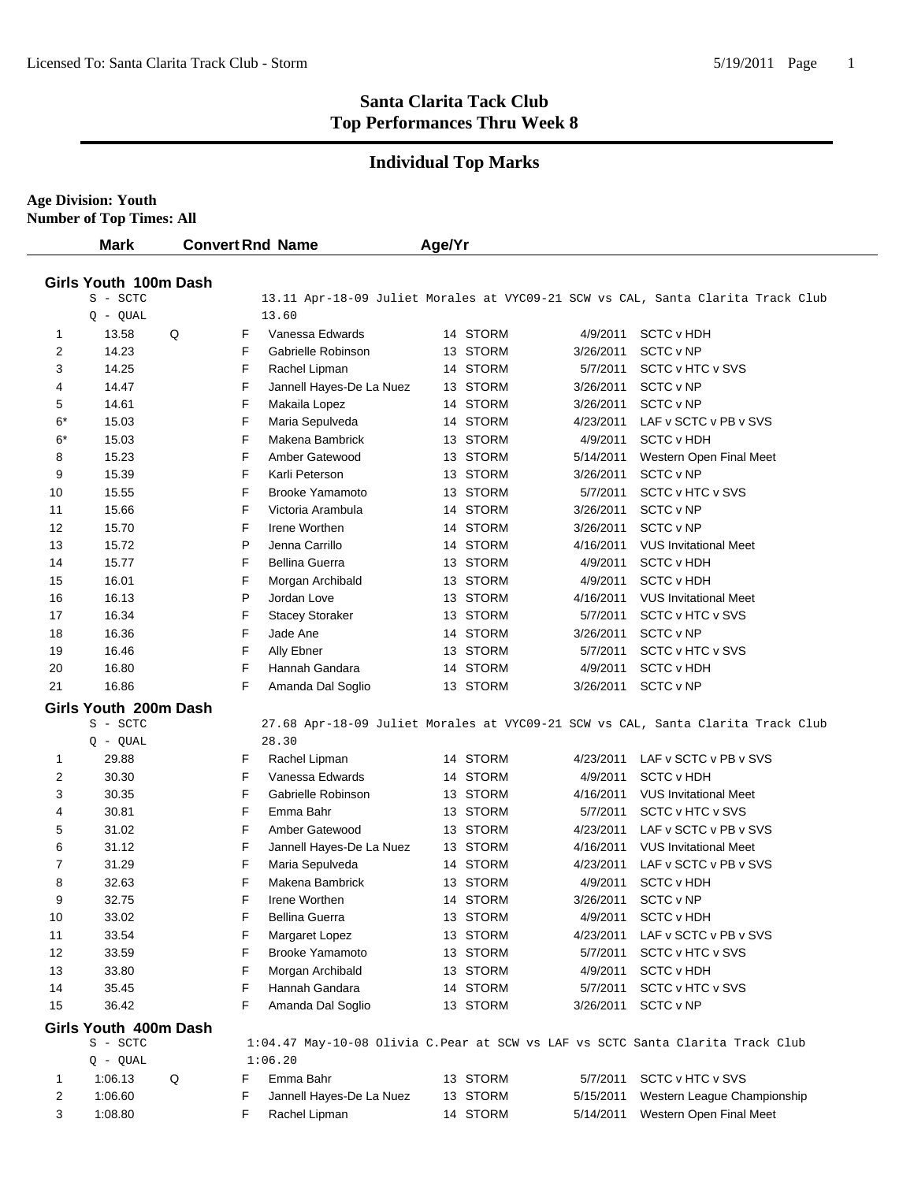# Santa Clarita Tack Club
# Top Performances Thru Week 8

## Individual Top Marks

**Age Division: Youth**
**Number of Top Times: All**

### Girls Youth 100m Dash

S - SCTC: 13.11 Apr-18-09 Juliet Morales at VYC09-21 SCW vs CAL, Santa Clarita Track Club
Q - QUAL: 13.60

| | Mark | Convert | Rnd | Name | Age/Yr | Team | Date | Meet |
|---|---|---|---|---|---|---|---|---|
| 1 | 13.58 | Q | F | Vanessa Edwards | 14 | STORM | 4/9/2011 | SCTC v HDH |
| 2 | 14.23 | | F | Gabrielle Robinson | 13 | STORM | 3/26/2011 | SCTC v NP |
| 3 | 14.25 | | F | Rachel Lipman | 14 | STORM | 5/7/2011 | SCTC v HTC v SVS |
| 4 | 14.47 | | F | Jannell Hayes-De La Nuez | 13 | STORM | 3/26/2011 | SCTC v NP |
| 5 | 14.61 | | F | Makaila Lopez | 14 | STORM | 3/26/2011 | SCTC v NP |
| 6* | 15.03 | | F | Maria Sepulveda | 14 | STORM | 4/23/2011 | LAF v SCTC v PB v SVS |
| 6* | 15.03 | | F | Makena Bambrick | 13 | STORM | 4/9/2011 | SCTC v HDH |
| 8 | 15.23 | | F | Amber Gatewood | 13 | STORM | 5/14/2011 | Western Open Final Meet |
| 9 | 15.39 | | F | Karli Peterson | 13 | STORM | 3/26/2011 | SCTC v NP |
| 10 | 15.55 | | F | Brooke Yamamoto | 13 | STORM | 5/7/2011 | SCTC v HTC v SVS |
| 11 | 15.66 | | F | Victoria Arambula | 14 | STORM | 3/26/2011 | SCTC v NP |
| 12 | 15.70 | | F | Irene Worthen | 14 | STORM | 3/26/2011 | SCTC v NP |
| 13 | 15.72 | | P | Jenna Carrillo | 14 | STORM | 4/16/2011 | VUS Invitational Meet |
| 14 | 15.77 | | F | Bellina Guerra | 13 | STORM | 4/9/2011 | SCTC v HDH |
| 15 | 16.01 | | F | Morgan Archibald | 13 | STORM | 4/9/2011 | SCTC v HDH |
| 16 | 16.13 | | P | Jordan Love | 13 | STORM | 4/16/2011 | VUS Invitational Meet |
| 17 | 16.34 | | F | Stacey Storaker | 13 | STORM | 5/7/2011 | SCTC v HTC v SVS |
| 18 | 16.36 | | F | Jade Ane | 14 | STORM | 3/26/2011 | SCTC v NP |
| 19 | 16.46 | | F | Ally Ebner | 13 | STORM | 5/7/2011 | SCTC v HTC v SVS |
| 20 | 16.80 | | F | Hannah Gandara | 14 | STORM | 4/9/2011 | SCTC v HDH |
| 21 | 16.86 | | F | Amanda Dal Soglio | 13 | STORM | 3/26/2011 | SCTC v NP |

### Girls Youth 200m Dash

S - SCTC: 27.68 Apr-18-09 Juliet Morales at VYC09-21 SCW vs CAL, Santa Clarita Track Club
Q - QUAL: 28.30

| | Mark | Convert | Rnd | Name | Age/Yr | Team | Date | Meet |
|---|---|---|---|---|---|---|---|---|
| 1 | 29.88 | | F | Rachel Lipman | 14 | STORM | 4/23/2011 | LAF v SCTC v PB v SVS |
| 2 | 30.30 | | F | Vanessa Edwards | 14 | STORM | 4/9/2011 | SCTC v HDH |
| 3 | 30.35 | | F | Gabrielle Robinson | 13 | STORM | 4/16/2011 | VUS Invitational Meet |
| 4 | 30.81 | | F | Emma Bahr | 13 | STORM | 5/7/2011 | SCTC v HTC v SVS |
| 5 | 31.02 | | F | Amber Gatewood | 13 | STORM | 4/23/2011 | LAF v SCTC v PB v SVS |
| 6 | 31.12 | | F | Jannell Hayes-De La Nuez | 13 | STORM | 4/16/2011 | VUS Invitational Meet |
| 7 | 31.29 | | F | Maria Sepulveda | 14 | STORM | 4/23/2011 | LAF v SCTC v PB v SVS |
| 8 | 32.63 | | F | Makena Bambrick | 13 | STORM | 4/9/2011 | SCTC v HDH |
| 9 | 32.75 | | F | Irene Worthen | 14 | STORM | 3/26/2011 | SCTC v NP |
| 10 | 33.02 | | F | Bellina Guerra | 13 | STORM | 4/9/2011 | SCTC v HDH |
| 11 | 33.54 | | F | Margaret Lopez | 13 | STORM | 4/23/2011 | LAF v SCTC v PB v SVS |
| 12 | 33.59 | | F | Brooke Yamamoto | 13 | STORM | 5/7/2011 | SCTC v HTC v SVS |
| 13 | 33.80 | | F | Morgan Archibald | 13 | STORM | 4/9/2011 | SCTC v HDH |
| 14 | 35.45 | | F | Hannah Gandara | 14 | STORM | 5/7/2011 | SCTC v HTC v SVS |
| 15 | 36.42 | | F | Amanda Dal Soglio | 13 | STORM | 3/26/2011 | SCTC v NP |

### Girls Youth 400m Dash

S - SCTC: 1:04.47 May-10-08 Olivia C.Pear at SCW vs LAF vs SCTC Santa Clarita Track Club
Q - QUAL: 1:06.20

| | Mark | Convert | Rnd | Name | Age/Yr | Team | Date | Meet |
|---|---|---|---|---|---|---|---|---|
| 1 | 1:06.13 | Q | F | Emma Bahr | 13 | STORM | 5/7/2011 | SCTC v HTC v SVS |
| 2 | 1:06.60 | | F | Jannell Hayes-De La Nuez | 13 | STORM | 5/15/2011 | Western League Championship |
| 3 | 1:08.80 | | F | Rachel Lipman | 14 | STORM | 5/14/2011 | Western Open Final Meet |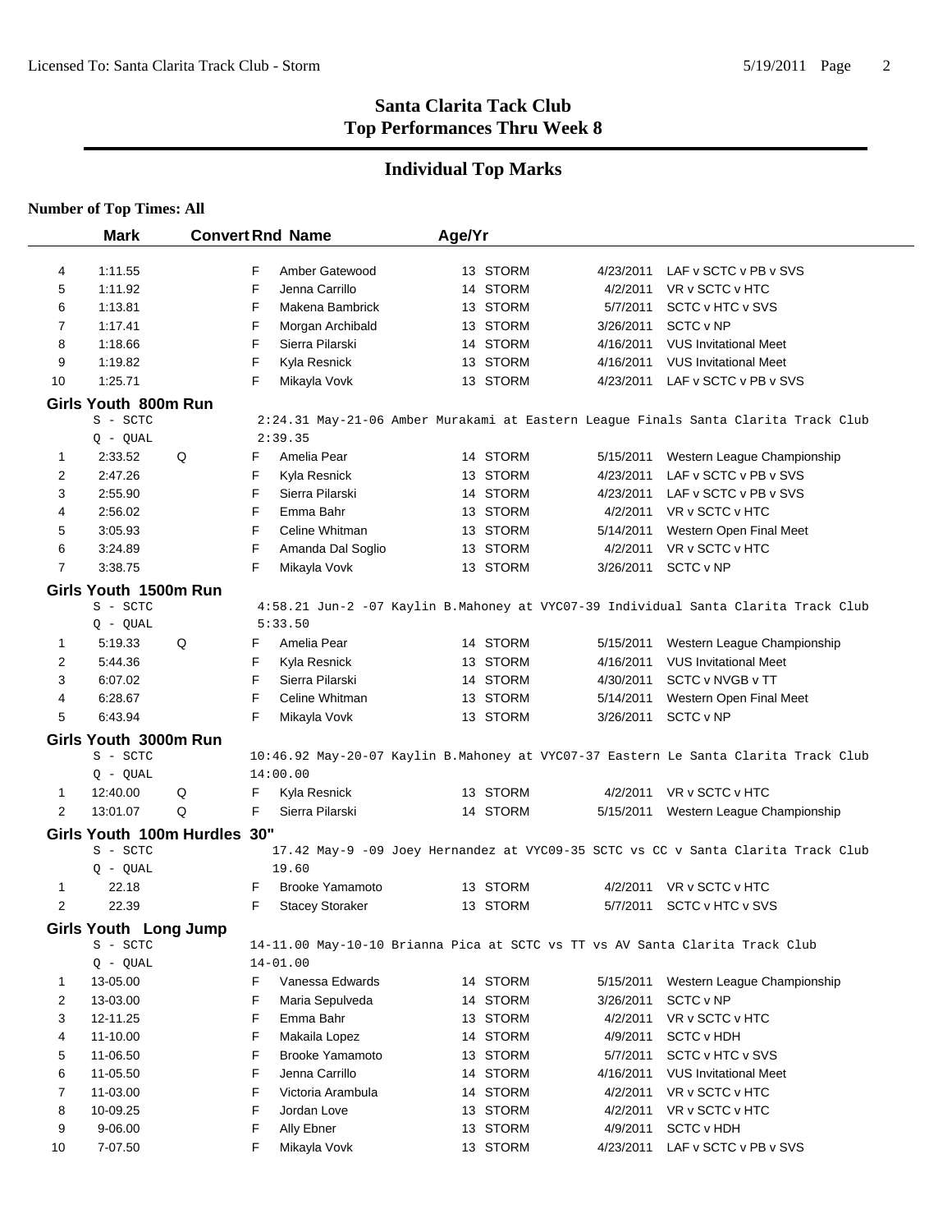## Santa Clarita Tack Club
## Top Performances Thru Week 8

### Individual Top Marks

**Number of Top Times: All**

| | Mark | Convert | Rnd | Name | Age/Yr | | Date | Meet |
|---|---|---|---|---|---|---|---|---|
| 4 | 1:11.55 | | F | Amber Gatewood | 13 | STORM | 4/23/2011 | LAF v SCTC v PB v SVS |
| 5 | 1:11.92 | | F | Jenna Carrillo | 14 | STORM | 4/2/2011 | VR v SCTC v HTC |
| 6 | 1:13.81 | | F | Makena Bambrick | 13 | STORM | 5/7/2011 | SCTC v HTC v SVS |
| 7 | 1:17.41 | | F | Morgan Archibald | 13 | STORM | 3/26/2011 | SCTC v NP |
| 8 | 1:18.66 | | F | Sierra Pilarski | 14 | STORM | 4/16/2011 | VUS Invitational Meet |
| 9 | 1:19.82 | | F | Kyla Resnick | 13 | STORM | 4/16/2011 | VUS Invitational Meet |
| 10 | 1:25.71 | | F | Mikayla Vovk | 13 | STORM | 4/23/2011 | LAF v SCTC v PB v SVS |

**Girls Youth 800m Run**

S - SCTC: 2:24.31 May-21-06 Amber Murakami at Eastern League Finals Santa Clarita Track Club
Q - QUAL: 2:39.35

| | Mark | Convert | Rnd | Name | Age/Yr | | Date | Meet |
|---|---|---|---|---|---|---|---|---|
| 1 | 2:33.52 | Q | F | Amelia Pear | 14 | STORM | 5/15/2011 | Western League Championship |
| 2 | 2:47.26 | | F | Kyla Resnick | 13 | STORM | 4/23/2011 | LAF v SCTC v PB v SVS |
| 3 | 2:55.90 | | F | Sierra Pilarski | 14 | STORM | 4/23/2011 | LAF v SCTC v PB v SVS |
| 4 | 2:56.02 | | F | Emma Bahr | 13 | STORM | 4/2/2011 | VR v SCTC v HTC |
| 5 | 3:05.93 | | F | Celine Whitman | 13 | STORM | 5/14/2011 | Western Open Final Meet |
| 6 | 3:24.89 | | F | Amanda Dal Soglio | 13 | STORM | 4/2/2011 | VR v SCTC v HTC |
| 7 | 3:38.75 | | F | Mikayla Vovk | 13 | STORM | 3/26/2011 | SCTC v NP |

**Girls Youth 1500m Run**

S - SCTC: 4:58.21 Jun-2 -07 Kaylin B.Mahoney at VYC07-39 Individual Santa Clarita Track Club
Q - QUAL: 5:33.50

| | Mark | Convert | Rnd | Name | Age/Yr | | Date | Meet |
|---|---|---|---|---|---|---|---|---|
| 1 | 5:19.33 | Q | F | Amelia Pear | 14 | STORM | 5/15/2011 | Western League Championship |
| 2 | 5:44.36 | | F | Kyla Resnick | 13 | STORM | 4/16/2011 | VUS Invitational Meet |
| 3 | 6:07.02 | | F | Sierra Pilarski | 14 | STORM | 4/30/2011 | SCTC v NVGB v TT |
| 4 | 6:28.67 | | F | Celine Whitman | 13 | STORM | 5/14/2011 | Western Open Final Meet |
| 5 | 6:43.94 | | F | Mikayla Vovk | 13 | STORM | 3/26/2011 | SCTC v NP |

**Girls Youth 3000m Run**

S - SCTC: 10:46.92 May-20-07 Kaylin B.Mahoney at VYC07-37 Eastern Le Santa Clarita Track Club
Q - QUAL: 14:00.00

| | Mark | Convert | Rnd | Name | Age/Yr | | Date | Meet |
|---|---|---|---|---|---|---|---|---|
| 1 | 12:40.00 | Q | F | Kyla Resnick | 13 | STORM | 4/2/2011 | VR v SCTC v HTC |
| 2 | 13:01.07 | Q | F | Sierra Pilarski | 14 | STORM | 5/15/2011 | Western League Championship |

**Girls Youth 100m Hurdles 30"**

S - SCTC: 17.42 May-9 -09 Joey Hernandez at VYC09-35 SCTC vs CC v Santa Clarita Track Club
Q - QUAL: 19.60

| | Mark | Convert | Rnd | Name | Age/Yr | | Date | Meet |
|---|---|---|---|---|---|---|---|---|
| 1 | 22.18 | | F | Brooke Yamamoto | 13 | STORM | 4/2/2011 | VR v SCTC v HTC |
| 2 | 22.39 | | F | Stacey Storaker | 13 | STORM | 5/7/2011 | SCTC v HTC v SVS |

**Girls Youth Long Jump**

S - SCTC: 14-11.00 May-10-10 Brianna Pica at SCTC vs TT vs AV Santa Clarita Track Club
Q - QUAL: 14-01.00

| | Mark | Convert | Rnd | Name | Age/Yr | | Date | Meet |
|---|---|---|---|---|---|---|---|---|
| 1 | 13-05.00 | | F | Vanessa Edwards | 14 | STORM | 5/15/2011 | Western League Championship |
| 2 | 13-03.00 | | F | Maria Sepulveda | 14 | STORM | 3/26/2011 | SCTC v NP |
| 3 | 12-11.25 | | F | Emma Bahr | 13 | STORM | 4/2/2011 | VR v SCTC v HTC |
| 4 | 11-10.00 | | F | Makaila Lopez | 14 | STORM | 4/9/2011 | SCTC v HDH |
| 5 | 11-06.50 | | F | Brooke Yamamoto | 13 | STORM | 5/7/2011 | SCTC v HTC v SVS |
| 6 | 11-05.50 | | F | Jenna Carrillo | 14 | STORM | 4/16/2011 | VUS Invitational Meet |
| 7 | 11-03.00 | | F | Victoria Arambula | 14 | STORM | 4/2/2011 | VR v SCTC v HTC |
| 8 | 10-09.25 | | F | Jordan Love | 13 | STORM | 4/2/2011 | VR v SCTC v HTC |
| 9 | 9-06.00 | | F | Ally Ebner | 13 | STORM | 4/9/2011 | SCTC v HDH |
| 10 | 7-07.50 | | F | Mikayla Vovk | 13 | STORM | 4/23/2011 | LAF v SCTC v PB v SVS |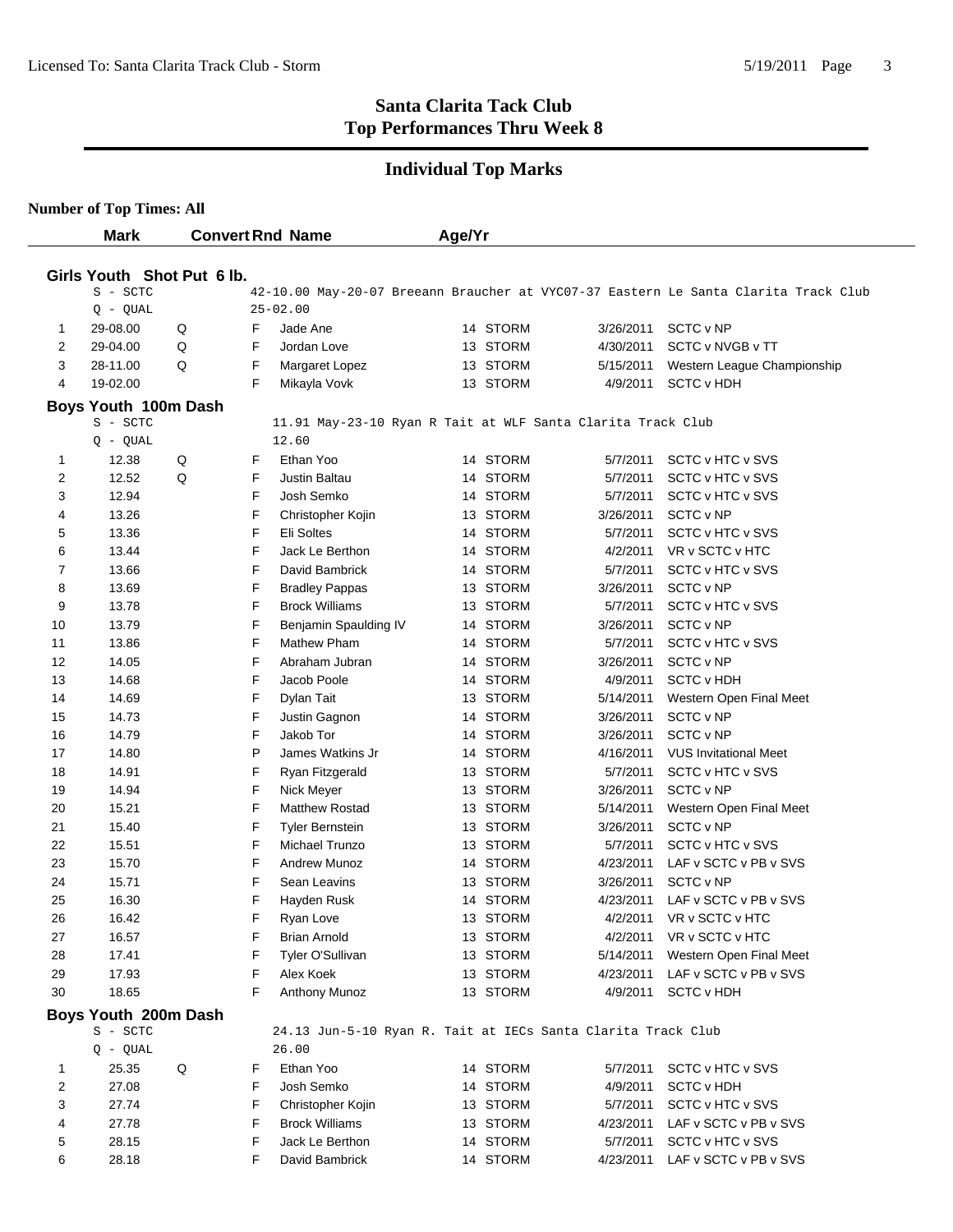# Santa Clarita Tack Club
## Top Performances Thru Week 8

## Individual Top Marks

**Number of Top Times: All**

### Girls Youth Shot Put 6 lb.

S - SCTC: 42-10.00 May-20-07 Breeann Braucher at VYC07-37 Eastern Le Santa Clarita Track Club
Q - QUAL: 25-02.00

| | Mark | Convert | Rnd | Name | Age/Yr | | Date | Meet |
|---|---|---|---|---|---|---|---|---|
| 1 | 29-08.00 | Q | F | Jade Ane | 14 | STORM | 3/26/2011 | SCTC v NP |
| 2 | 29-04.00 | Q | F | Jordan Love | 13 | STORM | 4/30/2011 | SCTC v NVGB v TT |
| 3 | 28-11.00 | Q | F | Margaret Lopez | 13 | STORM | 5/15/2011 | Western League Championship |
| 4 | 19-02.00 | | F | Mikayla Vovk | 13 | STORM | 4/9/2011 | SCTC v HDH |

### Boys Youth 100m Dash

S - SCTC: 11.91 May-23-10 Ryan R Tait at WLF Santa Clarita Track Club
Q - QUAL: 12.60

| | Mark | Convert | Rnd | Name | Age/Yr | | Date | Meet |
|---|---|---|---|---|---|---|---|---|
| 1 | 12.38 | Q | F | Ethan Yoo | 14 | STORM | 5/7/2011 | SCTC v HTC v SVS |
| 2 | 12.52 | Q | F | Justin Baltau | 14 | STORM | 5/7/2011 | SCTC v HTC v SVS |
| 3 | 12.94 | | F | Josh Semko | 14 | STORM | 5/7/2011 | SCTC v HTC v SVS |
| 4 | 13.26 | | F | Christopher Kojin | 13 | STORM | 3/26/2011 | SCTC v NP |
| 5 | 13.36 | | F | Eli Soltes | 14 | STORM | 5/7/2011 | SCTC v HTC v SVS |
| 6 | 13.44 | | F | Jack Le Berthon | 14 | STORM | 4/2/2011 | VR v SCTC v HTC |
| 7 | 13.66 | | F | David Bambrick | 14 | STORM | 5/7/2011 | SCTC v HTC v SVS |
| 8 | 13.69 | | F | Bradley Pappas | 13 | STORM | 3/26/2011 | SCTC v NP |
| 9 | 13.78 | | F | Brock Williams | 13 | STORM | 5/7/2011 | SCTC v HTC v SVS |
| 10 | 13.79 | | F | Benjamin Spaulding IV | 14 | STORM | 3/26/2011 | SCTC v NP |
| 11 | 13.86 | | F | Mathew Pham | 14 | STORM | 5/7/2011 | SCTC v HTC v SVS |
| 12 | 14.05 | | F | Abraham Jubran | 14 | STORM | 3/26/2011 | SCTC v NP |
| 13 | 14.68 | | F | Jacob Poole | 14 | STORM | 4/9/2011 | SCTC v HDH |
| 14 | 14.69 | | F | Dylan Tait | 13 | STORM | 5/14/2011 | Western Open Final Meet |
| 15 | 14.73 | | F | Justin Gagnon | 14 | STORM | 3/26/2011 | SCTC v NP |
| 16 | 14.79 | | F | Jakob Tor | 14 | STORM | 3/26/2011 | SCTC v NP |
| 17 | 14.80 | | P | James Watkins Jr | 14 | STORM | 4/16/2011 | VUS Invitational Meet |
| 18 | 14.91 | | F | Ryan Fitzgerald | 13 | STORM | 5/7/2011 | SCTC v HTC v SVS |
| 19 | 14.94 | | F | Nick Meyer | 13 | STORM | 3/26/2011 | SCTC v NP |
| 20 | 15.21 | | F | Matthew Rostad | 13 | STORM | 5/14/2011 | Western Open Final Meet |
| 21 | 15.40 | | F | Tyler Bernstein | 13 | STORM | 3/26/2011 | SCTC v NP |
| 22 | 15.51 | | F | Michael Trunzo | 13 | STORM | 5/7/2011 | SCTC v HTC v SVS |
| 23 | 15.70 | | F | Andrew Munoz | 14 | STORM | 4/23/2011 | LAF v SCTC v PB v SVS |
| 24 | 15.71 | | F | Sean Leavins | 13 | STORM | 3/26/2011 | SCTC v NP |
| 25 | 16.30 | | F | Hayden Rusk | 14 | STORM | 4/23/2011 | LAF v SCTC v PB v SVS |
| 26 | 16.42 | | F | Ryan Love | 13 | STORM | 4/2/2011 | VR v SCTC v HTC |
| 27 | 16.57 | | F | Brian Arnold | 13 | STORM | 4/2/2011 | VR v SCTC v HTC |
| 28 | 17.41 | | F | Tyler O'Sullivan | 13 | STORM | 5/14/2011 | Western Open Final Meet |
| 29 | 17.93 | | F | Alex Koek | 13 | STORM | 4/23/2011 | LAF v SCTC v PB v SVS |
| 30 | 18.65 | | F | Anthony Munoz | 13 | STORM | 4/9/2011 | SCTC v HDH |

### Boys Youth 200m Dash

S - SCTC: 24.13 Jun-5-10 Ryan R. Tait at IECs Santa Clarita Track Club
Q - QUAL: 26.00

| | Mark | Convert | Rnd | Name | Age/Yr | | Date | Meet |
|---|---|---|---|---|---|---|---|---|
| 1 | 25.35 | Q | F | Ethan Yoo | 14 | STORM | 5/7/2011 | SCTC v HTC v SVS |
| 2 | 27.08 | | F | Josh Semko | 14 | STORM | 4/9/2011 | SCTC v HDH |
| 3 | 27.74 | | F | Christopher Kojin | 13 | STORM | 5/7/2011 | SCTC v HTC v SVS |
| 4 | 27.78 | | F | Brock Williams | 13 | STORM | 4/23/2011 | LAF v SCTC v PB v SVS |
| 5 | 28.15 | | F | Jack Le Berthon | 14 | STORM | 5/7/2011 | SCTC v HTC v SVS |
| 6 | 28.18 | | F | David Bambrick | 14 | STORM | 4/23/2011 | LAF v SCTC v PB v SVS |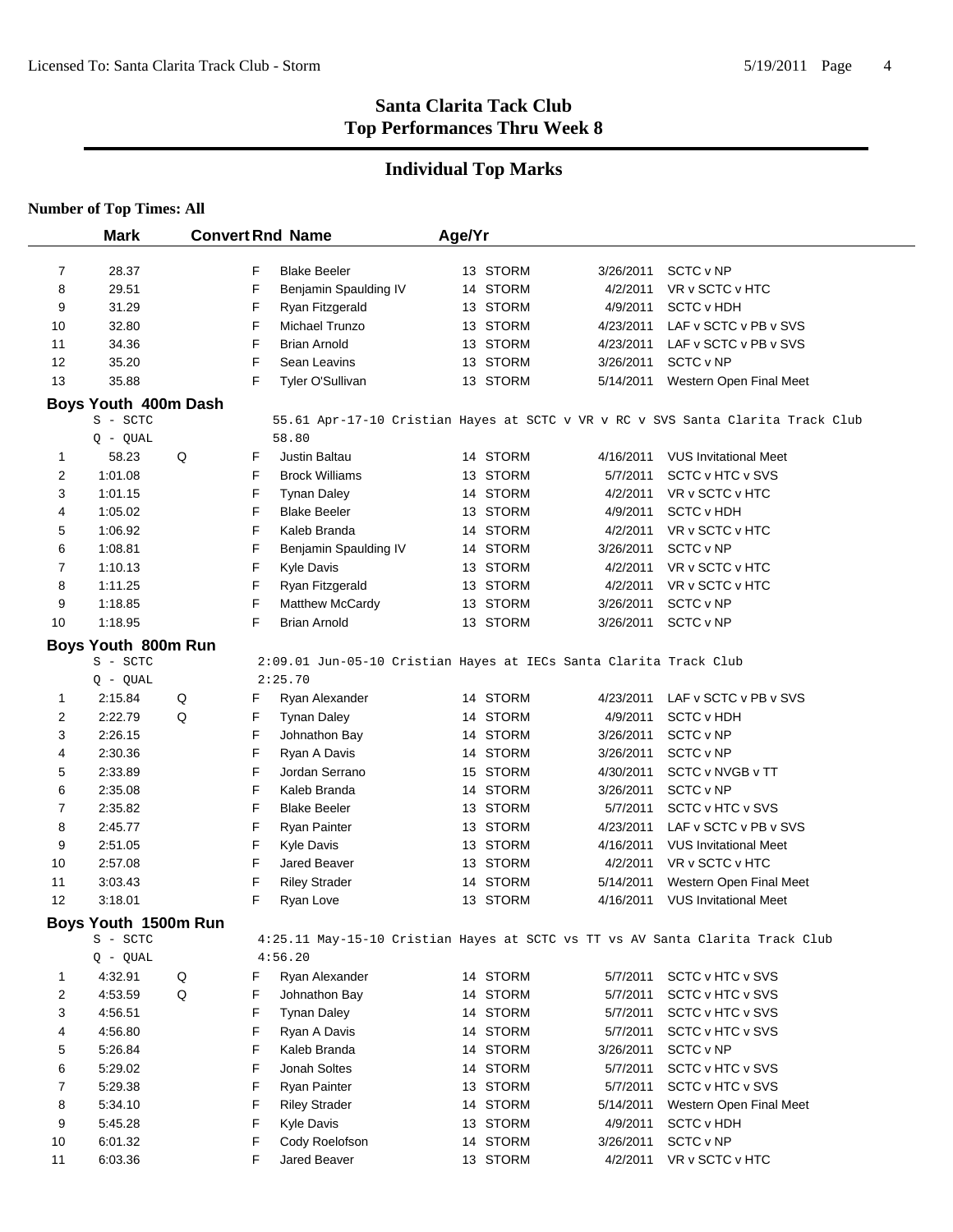## Santa Clarita Tack Club
## Top Performances Thru Week 8

### Individual Top Marks

**Number of Top Times: All**

| | Mark | Convert | Rnd | Name | Age/Yr | Team | Date | Meet |
|---|---|---|---|---|---|---|---|---|
| 7 | 28.37 | | F | Blake Beeler | 13 | STORM | 3/26/2011 | SCTC v NP |
| 8 | 29.51 | | F | Benjamin Spaulding IV | 14 | STORM | 4/2/2011 | VR v SCTC v HTC |
| 9 | 31.29 | | F | Ryan Fitzgerald | 13 | STORM | 4/9/2011 | SCTC v HDH |
| 10 | 32.80 | | F | Michael Trunzo | 13 | STORM | 4/23/2011 | LAF v SCTC v PB v SVS |
| 11 | 34.36 | | F | Brian Arnold | 13 | STORM | 4/23/2011 | LAF v SCTC v PB v SVS |
| 12 | 35.20 | | F | Sean Leavins | 13 | STORM | 3/26/2011 | SCTC v NP |
| 13 | 35.88 | | F | Tyler O'Sullivan | 13 | STORM | 5/14/2011 | Western Open Final Meet |

**Boys Youth 400m Dash**

S - SCTC: 55.61 Apr-17-10 Cristian Hayes at SCTC v VR v RC v SVS Santa Clarita Track Club
Q - QUAL: 58.80

| | Mark | Convert | Rnd | Name | Age/Yr | Team | Date | Meet |
|---|---|---|---|---|---|---|---|---|
| 1 | 58.23 | Q | F | Justin Baltau | 14 | STORM | 4/16/2011 | VUS Invitational Meet |
| 2 | 1:01.08 | | F | Brock Williams | 13 | STORM | 5/7/2011 | SCTC v HTC v SVS |
| 3 | 1:01.15 | | F | Tynan Daley | 14 | STORM | 4/2/2011 | VR v SCTC v HTC |
| 4 | 1:05.02 | | F | Blake Beeler | 13 | STORM | 4/9/2011 | SCTC v HDH |
| 5 | 1:06.92 | | F | Kaleb Branda | 14 | STORM | 4/2/2011 | VR v SCTC v HTC |
| 6 | 1:08.81 | | F | Benjamin Spaulding IV | 14 | STORM | 3/26/2011 | SCTC v NP |
| 7 | 1:10.13 | | F | Kyle Davis | 13 | STORM | 4/2/2011 | VR v SCTC v HTC |
| 8 | 1:11.25 | | F | Ryan Fitzgerald | 13 | STORM | 4/2/2011 | VR v SCTC v HTC |
| 9 | 1:18.85 | | F | Matthew McCardy | 13 | STORM | 3/26/2011 | SCTC v NP |
| 10 | 1:18.95 | | F | Brian Arnold | 13 | STORM | 3/26/2011 | SCTC v NP |

**Boys Youth 800m Run**

S - SCTC: 2:09.01 Jun-05-10 Cristian Hayes at IECs Santa Clarita Track Club
Q - QUAL: 2:25.70

| | Mark | Convert | Rnd | Name | Age/Yr | Team | Date | Meet |
|---|---|---|---|---|---|---|---|---|
| 1 | 2:15.84 | Q | F | Ryan Alexander | 14 | STORM | 4/23/2011 | LAF v SCTC v PB v SVS |
| 2 | 2:22.79 | Q | F | Tynan Daley | 14 | STORM | 4/9/2011 | SCTC v HDH |
| 3 | 2:26.15 | | F | Johnathon Bay | 14 | STORM | 3/26/2011 | SCTC v NP |
| 4 | 2:30.36 | | F | Ryan A Davis | 14 | STORM | 3/26/2011 | SCTC v NP |
| 5 | 2:33.89 | | F | Jordan Serrano | 15 | STORM | 4/30/2011 | SCTC v NVGB v TT |
| 6 | 2:35.08 | | F | Kaleb Branda | 14 | STORM | 3/26/2011 | SCTC v NP |
| 7 | 2:35.82 | | F | Blake Beeler | 13 | STORM | 5/7/2011 | SCTC v HTC v SVS |
| 8 | 2:45.77 | | F | Ryan Painter | 13 | STORM | 4/23/2011 | LAF v SCTC v PB v SVS |
| 9 | 2:51.05 | | F | Kyle Davis | 13 | STORM | 4/16/2011 | VUS Invitational Meet |
| 10 | 2:57.08 | | F | Jared Beaver | 13 | STORM | 4/2/2011 | VR v SCTC v HTC |
| 11 | 3:03.43 | | F | Riley Strader | 14 | STORM | 5/14/2011 | Western Open Final Meet |
| 12 | 3:18.01 | | F | Ryan Love | 13 | STORM | 4/16/2011 | VUS Invitational Meet |

**Boys Youth 1500m Run**

S - SCTC: 4:25.11 May-15-10 Cristian Hayes at SCTC vs TT vs AV Santa Clarita Track Club
Q - QUAL: 4:56.20

| | Mark | Convert | Rnd | Name | Age/Yr | Team | Date | Meet |
|---|---|---|---|---|---|---|---|---|
| 1 | 4:32.91 | Q | F | Ryan Alexander | 14 | STORM | 5/7/2011 | SCTC v HTC v SVS |
| 2 | 4:53.59 | Q | F | Johnathon Bay | 14 | STORM | 5/7/2011 | SCTC v HTC v SVS |
| 3 | 4:56.51 | | F | Tynan Daley | 14 | STORM | 5/7/2011 | SCTC v HTC v SVS |
| 4 | 4:56.80 | | F | Ryan A Davis | 14 | STORM | 5/7/2011 | SCTC v HTC v SVS |
| 5 | 5:26.84 | | F | Kaleb Branda | 14 | STORM | 3/26/2011 | SCTC v NP |
| 6 | 5:29.02 | | F | Jonah Soltes | 14 | STORM | 5/7/2011 | SCTC v HTC v SVS |
| 7 | 5:29.38 | | F | Ryan Painter | 13 | STORM | 5/7/2011 | SCTC v HTC v SVS |
| 8 | 5:34.10 | | F | Riley Strader | 14 | STORM | 5/14/2011 | Western Open Final Meet |
| 9 | 5:45.28 | | F | Kyle Davis | 13 | STORM | 4/9/2011 | SCTC v HDH |
| 10 | 6:01.32 | | F | Cody Roelofson | 14 | STORM | 3/26/2011 | SCTC v NP |
| 11 | 6:03.36 | | F | Jared Beaver | 13 | STORM | 4/2/2011 | VR v SCTC v HTC |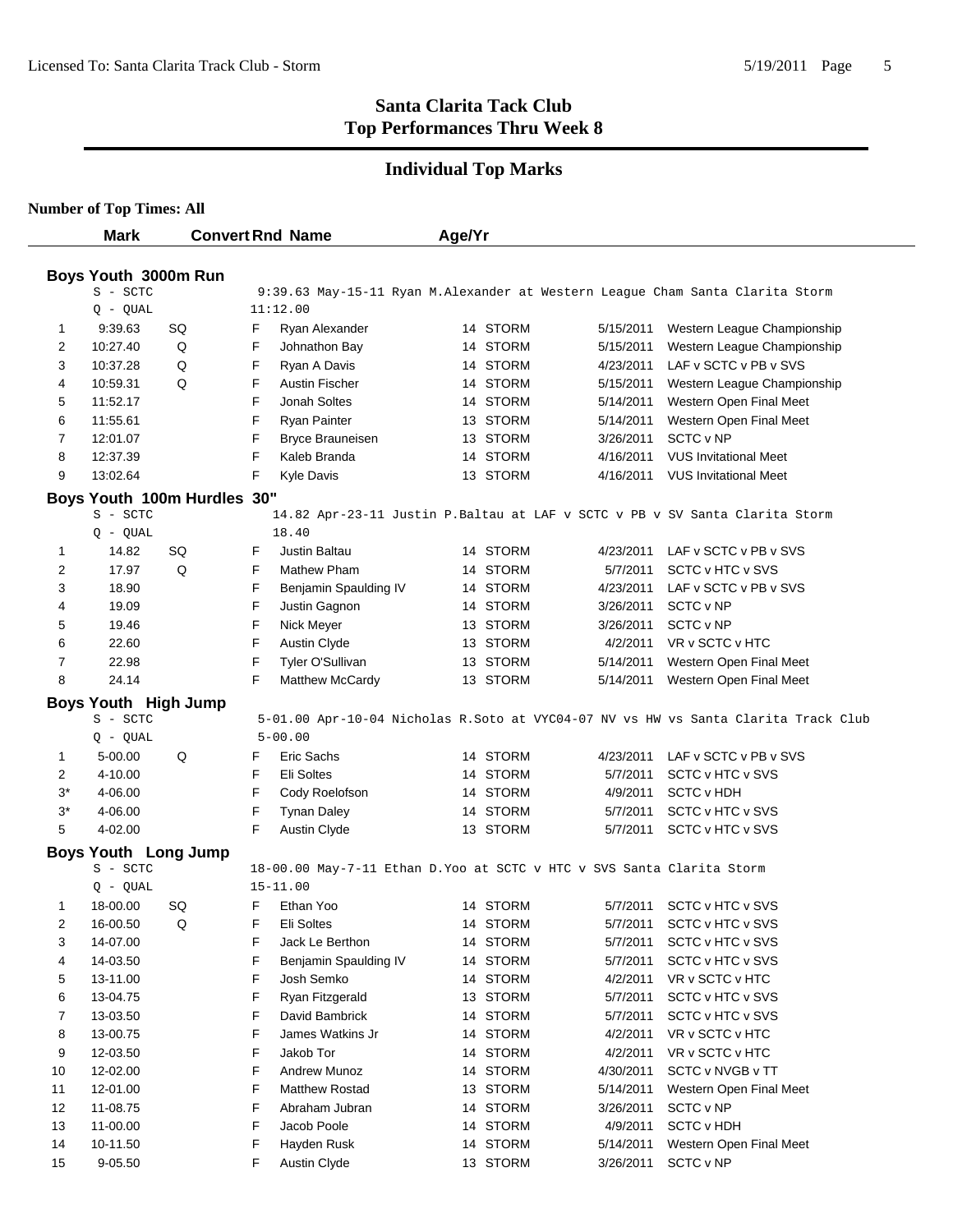# Santa Clarita Tack Club
## Top Performances Thru Week 8

## Individual Top Marks

**Number of Top Times: All**

### Boys Youth 3000m Run

S - SCTC: 9:39.63 May-15-11 Ryan M.Alexander at Western League Cham Santa Clarita Storm
Q - QUAL: 11:12.00

| | Mark | Convert | Rnd | Name | Age/Yr | Team | Date | Meet |
|---|---|---|---|---|---|---|---|---|
| 1 | 9:39.63 | SQ | F | Ryan Alexander | 14 | STORM | 5/15/2011 | Western League Championship |
| 2 | 10:27.40 | Q | F | Johnathon Bay | 14 | STORM | 5/15/2011 | Western League Championship |
| 3 | 10:37.28 | Q | F | Ryan A Davis | 14 | STORM | 4/23/2011 | LAF v SCTC v PB v SVS |
| 4 | 10:59.31 | Q | F | Austin Fischer | 14 | STORM | 5/15/2011 | Western League Championship |
| 5 | 11:52.17 | | F | Jonah Soltes | 14 | STORM | 5/14/2011 | Western Open Final Meet |
| 6 | 11:55.61 | | F | Ryan Painter | 13 | STORM | 5/14/2011 | Western Open Final Meet |
| 7 | 12:01.07 | | F | Bryce Brauneisen | 13 | STORM | 3/26/2011 | SCTC v NP |
| 8 | 12:37.39 | | F | Kaleb Branda | 14 | STORM | 4/16/2011 | VUS Invitational Meet |
| 9 | 13:02.64 | | F | Kyle Davis | 13 | STORM | 4/16/2011 | VUS Invitational Meet |

### Boys Youth 100m Hurdles 30"

S - SCTC: 14.82 Apr-23-11 Justin P.Baltau at LAF v SCTC v PB v SV Santa Clarita Storm
Q - QUAL: 18.40

| | Mark | Convert | Rnd | Name | Age/Yr | Team | Date | Meet |
|---|---|---|---|---|---|---|---|---|
| 1 | 14.82 | SQ | F | Justin Baltau | 14 | STORM | 4/23/2011 | LAF v SCTC v PB v SVS |
| 2 | 17.97 | Q | F | Mathew Pham | 14 | STORM | 5/7/2011 | SCTC v HTC v SVS |
| 3 | 18.90 | | F | Benjamin Spaulding IV | 14 | STORM | 4/23/2011 | LAF v SCTC v PB v SVS |
| 4 | 19.09 | | F | Justin Gagnon | 14 | STORM | 3/26/2011 | SCTC v NP |
| 5 | 19.46 | | F | Nick Meyer | 13 | STORM | 3/26/2011 | SCTC v NP |
| 6 | 22.60 | | F | Austin Clyde | 13 | STORM | 4/2/2011 | VR v SCTC v HTC |
| 7 | 22.98 | | F | Tyler O'Sullivan | 13 | STORM | 5/14/2011 | Western Open Final Meet |
| 8 | 24.14 | | F | Matthew McCardy | 13 | STORM | 5/14/2011 | Western Open Final Meet |

### Boys Youth High Jump

S - SCTC: 5-01.00 Apr-10-04 Nicholas R.Soto at VYC04-07 NV vs HW vs Santa Clarita Track Club
Q - QUAL: 5-00.00

| | Mark | Convert | Rnd | Name | Age/Yr | Team | Date | Meet |
|---|---|---|---|---|---|---|---|---|
| 1 | 5-00.00 | Q | F | Eric Sachs | 14 | STORM | 4/23/2011 | LAF v SCTC v PB v SVS |
| 2 | 4-10.00 | | F | Eli Soltes | 14 | STORM | 5/7/2011 | SCTC v HTC v SVS |
| 3* | 4-06.00 | | F | Cody Roelofson | 14 | STORM | 4/9/2011 | SCTC v HDH |
| 3* | 4-06.00 | | F | Tynan Daley | 14 | STORM | 5/7/2011 | SCTC v HTC v SVS |
| 5 | 4-02.00 | | F | Austin Clyde | 13 | STORM | 5/7/2011 | SCTC v HTC v SVS |

### Boys Youth Long Jump

S - SCTC: 18-00.00 May-7-11 Ethan D.Yoo at SCTC v HTC v SVS Santa Clarita Storm
Q - QUAL: 15-11.00

| | Mark | Convert | Rnd | Name | Age/Yr | Team | Date | Meet |
|---|---|---|---|---|---|---|---|---|
| 1 | 18-00.00 | SQ | F | Ethan Yoo | 14 | STORM | 5/7/2011 | SCTC v HTC v SVS |
| 2 | 16-00.50 | Q | F | Eli Soltes | 14 | STORM | 5/7/2011 | SCTC v HTC v SVS |
| 3 | 14-07.00 | | F | Jack Le Berthon | 14 | STORM | 5/7/2011 | SCTC v HTC v SVS |
| 4 | 14-03.50 | | F | Benjamin Spaulding IV | 14 | STORM | 5/7/2011 | SCTC v HTC v SVS |
| 5 | 13-11.00 | | F | Josh Semko | 14 | STORM | 4/2/2011 | VR v SCTC v HTC |
| 6 | 13-04.75 | | F | Ryan Fitzgerald | 13 | STORM | 5/7/2011 | SCTC v HTC v SVS |
| 7 | 13-03.50 | | F | David Bambrick | 14 | STORM | 5/7/2011 | SCTC v HTC v SVS |
| 8 | 13-00.75 | | F | James Watkins Jr | 14 | STORM | 4/2/2011 | VR v SCTC v HTC |
| 9 | 12-03.50 | | F | Jakob Tor | 14 | STORM | 4/2/2011 | VR v SCTC v HTC |
| 10 | 12-02.00 | | F | Andrew Munoz | 14 | STORM | 4/30/2011 | SCTC v NVGB v TT |
| 11 | 12-01.00 | | F | Matthew Rostad | 13 | STORM | 5/14/2011 | Western Open Final Meet |
| 12 | 11-08.75 | | F | Abraham Jubran | 14 | STORM | 3/26/2011 | SCTC v NP |
| 13 | 11-00.00 | | F | Jacob Poole | 14 | STORM | 4/9/2011 | SCTC v HDH |
| 14 | 10-11.50 | | F | Hayden Rusk | 14 | STORM | 5/14/2011 | Western Open Final Meet |
| 15 | 9-05.50 | | F | Austin Clyde | 13 | STORM | 3/26/2011 | SCTC v NP |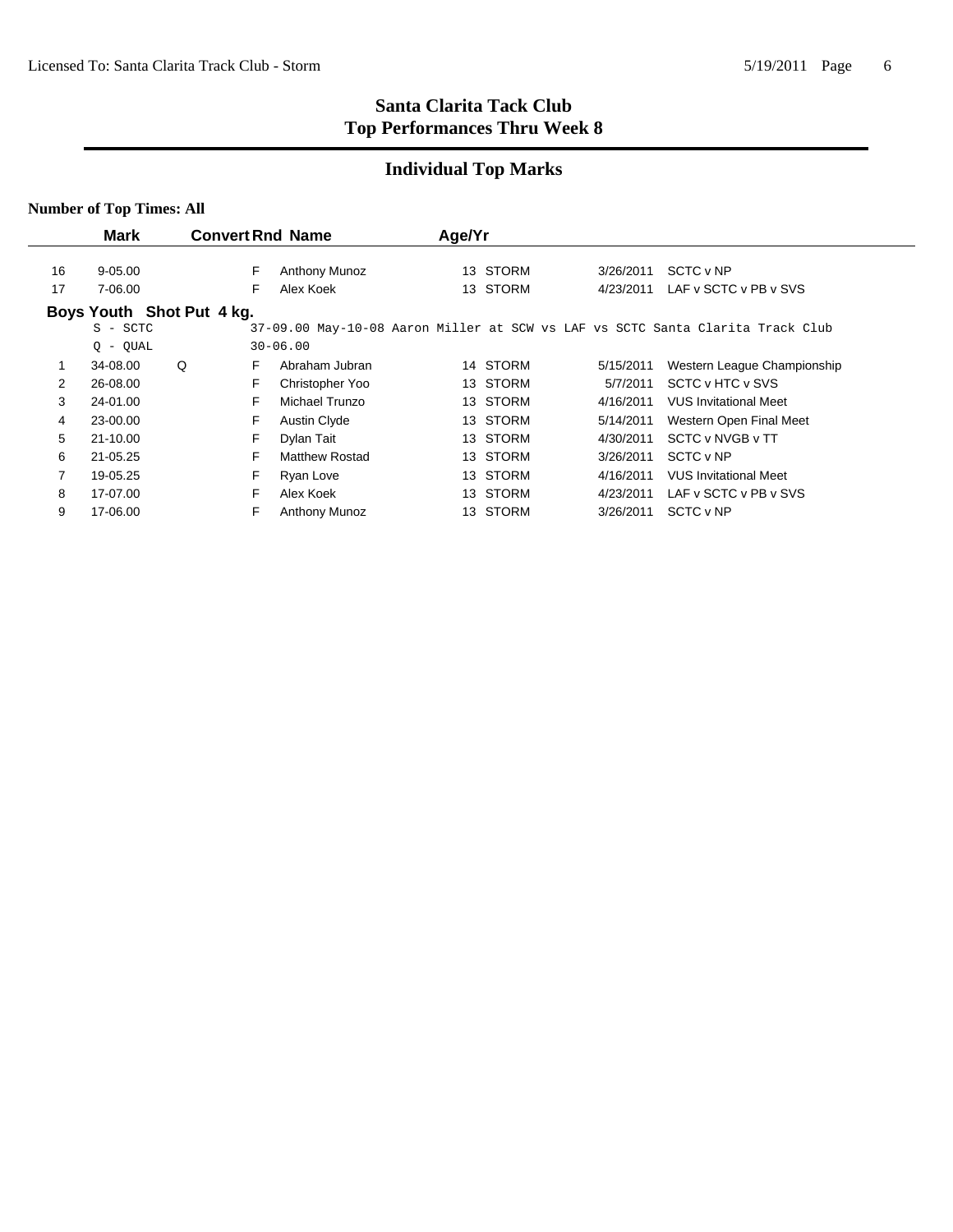# Santa Clarita Tack Club
## Top Performances Thru Week 8

## Individual Top Marks

**Number of Top Times: All**

| | Mark | Convert | Rnd | Name | Age/Yr | | Date | Meet |
|---|---|---|---|---|---|---|---|---|
| 16 | 9-05.00 | | F | Anthony Munoz | 13 | STORM | 3/26/2011 | SCTC v NP |
| 17 | 7-06.00 | | F | Alex Koek | 13 | STORM | 4/23/2011 | LAF v SCTC v PB v SVS |

**Boys Youth Shot Put 4 kg.**

S - SCTC 37-09.00 May-10-08 Aaron Miller at SCW vs LAF vs SCTC Santa Clarita Track Club

Q - QUAL 30-06.00

| | Mark | Convert | Rnd | Name | Age/Yr | | Date | Meet |
|---|---|---|---|---|---|---|---|---|
| 1 | 34-08.00 | Q | F | Abraham Jubran | 14 | STORM | 5/15/2011 | Western League Championship |
| 2 | 26-08.00 | | F | Christopher Yoo | 13 | STORM | 5/7/2011 | SCTC v HTC v SVS |
| 3 | 24-01.00 | | F | Michael Trunzo | 13 | STORM | 4/16/2011 | VUS Invitational Meet |
| 4 | 23-00.00 | | F | Austin Clyde | 13 | STORM | 5/14/2011 | Western Open Final Meet |
| 5 | 21-10.00 | | F | Dylan Tait | 13 | STORM | 4/30/2011 | SCTC v NVGB v TT |
| 6 | 21-05.25 | | F | Matthew Rostad | 13 | STORM | 3/26/2011 | SCTC v NP |
| 7 | 19-05.25 | | F | Ryan Love | 13 | STORM | 4/16/2011 | VUS Invitational Meet |
| 8 | 17-07.00 | | F | Alex Koek | 13 | STORM | 4/23/2011 | LAF v SCTC v PB v SVS |
| 9 | 17-06.00 | | F | Anthony Munoz | 13 | STORM | 3/26/2011 | SCTC v NP |